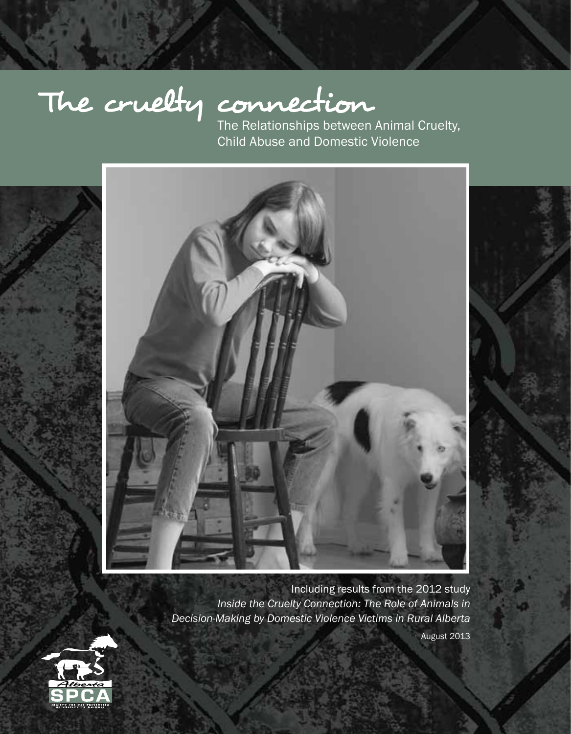# The cruelty connection

## The Relationships between Animal Cruelty, Child Abuse and Domestic Violence

Including results from the 2012 study
*Inside the Cruelty Connection: The Role of Animals in Decision-Making by Domestic Violence Victims in Rural Alberta*

August 2013

Alberta SPCA

Society for the Prevention of Cruelty to Animals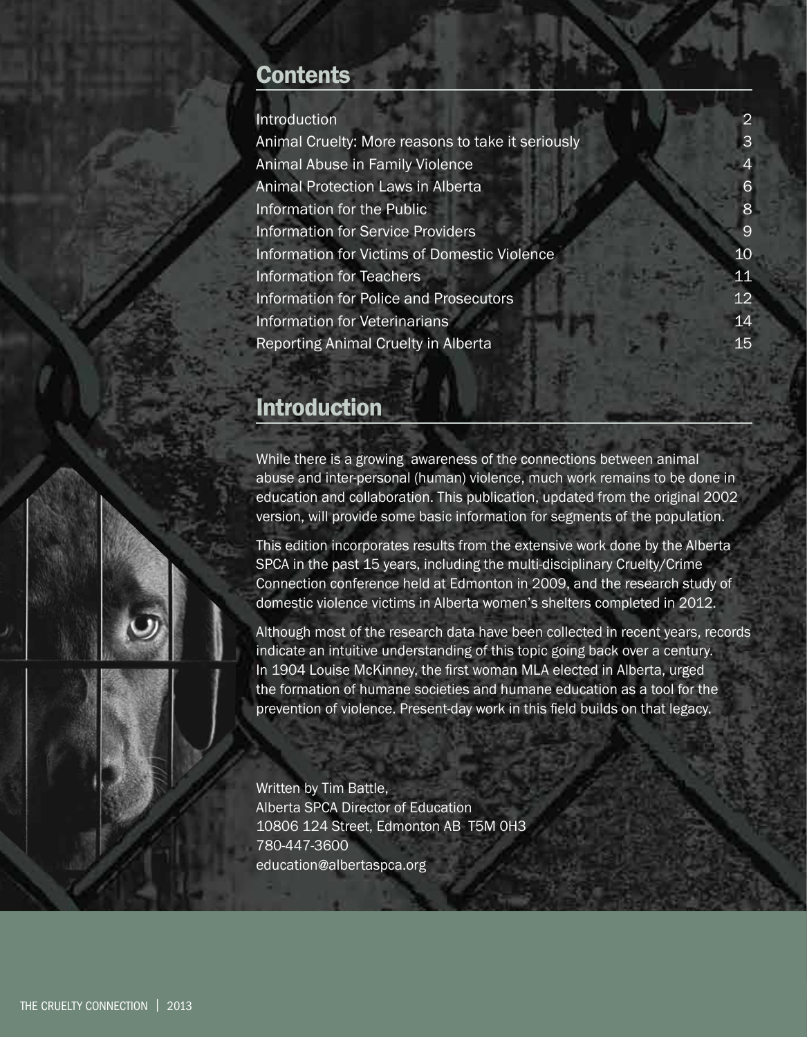## Contents

| | |
|---|---|
| Introduction | 2 |
| Animal Cruelty: More reasons to take it seriously | 3 |
| Animal Abuse in Family Violence | 4 |
| Animal Protection Laws in Alberta | 6 |
| Information for the Public | 8 |
| Information for Service Providers | 9 |
| Information for Victims of Domestic Violence | 10 |
| Information for Teachers | 11 |
| Information for Police and Prosecutors | 12 |
| Information for Veterinarians | 14 |
| Reporting Animal Cruelty in Alberta | 15 |

## Introduction

While there is a growing awareness of the connections between animal abuse and inter-personal (human) violence, much work remains to be done in education and collaboration. This publication, updated from the original 2002 version, will provide some basic information for segments of the population.

This edition incorporates results from the extensive work done by the Alberta SPCA in the past 15 years, including the multi-disciplinary Cruelty/Crime Connection conference held at Edmonton in 2009, and the research study of domestic violence victims in Alberta women's shelters completed in 2012.

Although most of the research data have been collected in recent years, records indicate an intuitive understanding of this topic going back over a century. In 1904 Louise McKinney, the first woman MLA elected in Alberta, urged the formation of humane societies and humane education as a tool for the prevention of violence. Present-day work in this field builds on that legacy.

Written by Tim Battle,
Alberta SPCA Director of Education
10806 124 Street, Edmonton AB T5M 0H3
780-447-3600
education@albertaspca.org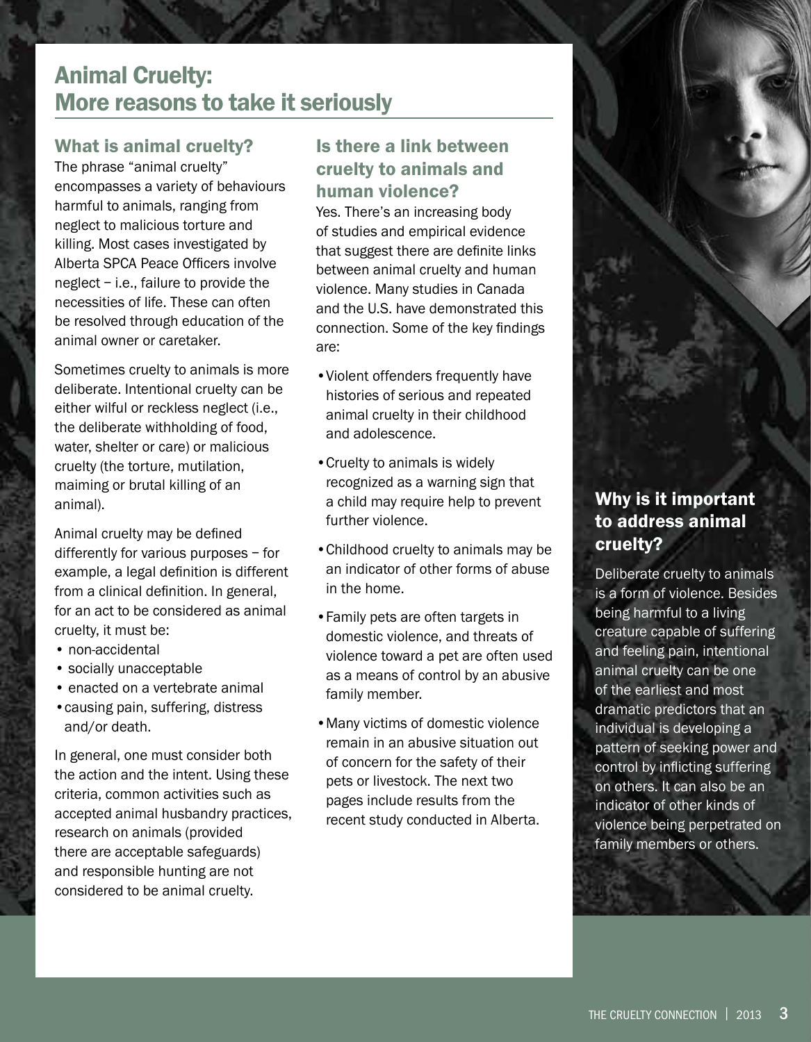# Animal Cruelty: More reasons to take it seriously

## What is animal cruelty?

The phrase "animal cruelty" encompasses a variety of behaviours harmful to animals, ranging from neglect to malicious torture and killing. Most cases investigated by Alberta SPCA Peace Officers involve neglect – i.e., failure to provide the necessities of life. These can often be resolved through education of the animal owner or caretaker.

Sometimes cruelty to animals is more deliberate. Intentional cruelty can be either wilful or reckless neglect (i.e., the deliberate withholding of food, water, shelter or care) or malicious cruelty (the torture, mutilation, maiming or brutal killing of an animal).

Animal cruelty may be defined differently for various purposes – for example, a legal definition is different from a clinical definition. In general, for an act to be considered as animal cruelty, it must be:

- non-accidental
- socially unacceptable
- enacted on a vertebrate animal
- causing pain, suffering, distress and/or death.

In general, one must consider both the action and the intent. Using these criteria, common activities such as accepted animal husbandry practices, research on animals (provided there are acceptable safeguards) and responsible hunting are not considered to be animal cruelty.

## Is there a link between cruelty to animals and human violence?

Yes. There's an increasing body of studies and empirical evidence that suggest there are definite links between animal cruelty and human violence. Many studies in Canada and the U.S. have demonstrated this connection. Some of the key findings are:

- Violent offenders frequently have histories of serious and repeated animal cruelty in their childhood and adolescence.
- Cruelty to animals is widely recognized as a warning sign that a child may require help to prevent further violence.
- Childhood cruelty to animals may be an indicator of other forms of abuse in the home.
- Family pets are often targets in domestic violence, and threats of violence toward a pet are often used as a means of control by an abusive family member.
- Many victims of domestic violence remain in an abusive situation out of concern for the safety of their pets or livestock. The next two pages include results from the recent study conducted in Alberta.

## Why is it important to address animal cruelty?

Deliberate cruelty to animals is a form of violence. Besides being harmful to a living creature capable of suffering and feeling pain, intentional animal cruelty can be one of the earliest and most dramatic predictors that an individual is developing a pattern of seeking power and control by inflicting suffering on others. It can also be an indicator of other kinds of violence being perpetrated on family members or others.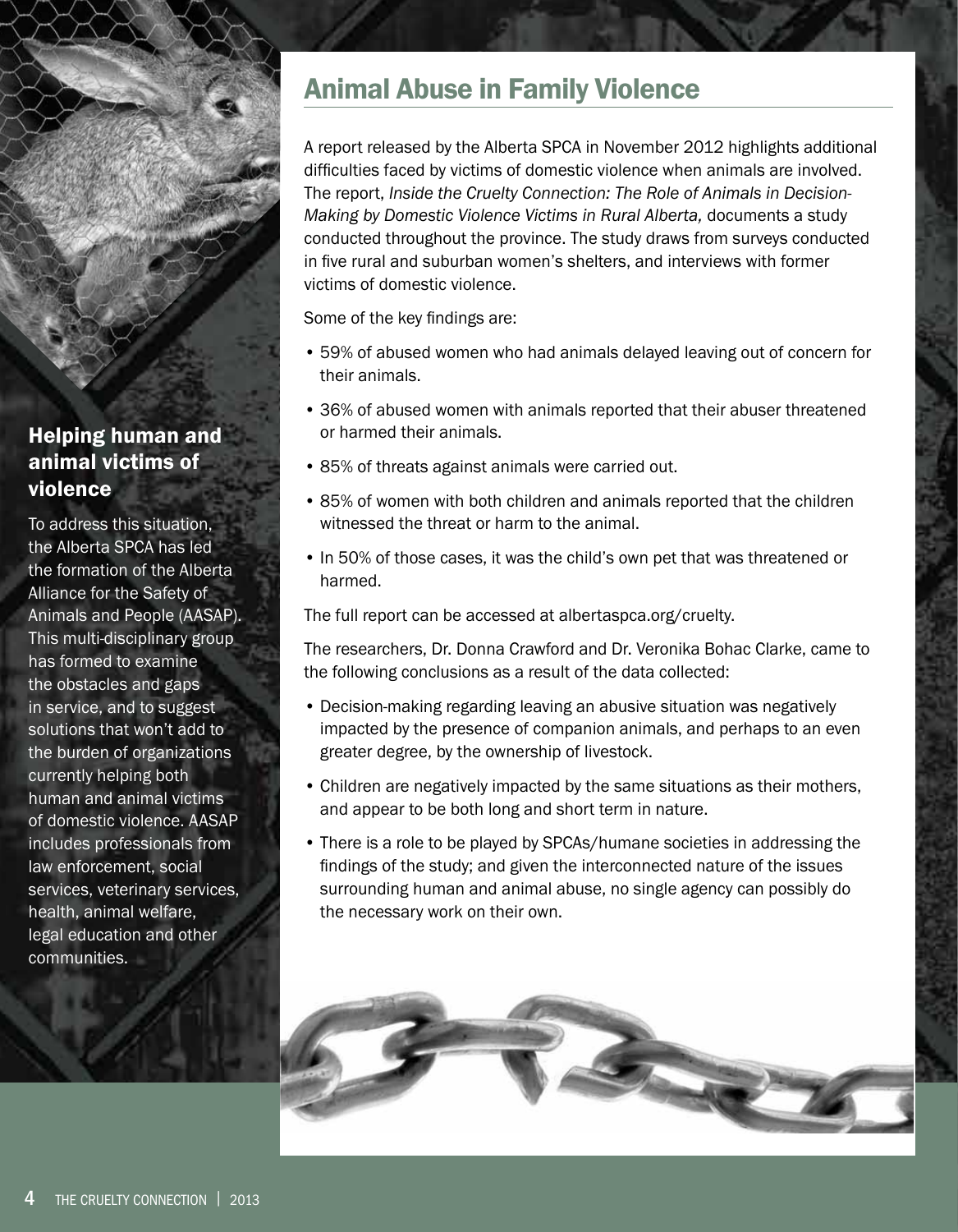## Animal Abuse in Family Violence

A report released by the Alberta SPCA in November 2012 highlights additional difficulties faced by victims of domestic violence when animals are involved. The report, *Inside the Cruelty Connection: The Role of Animals in Decision-Making by Domestic Violence Victims in Rural Alberta,* documents a study conducted throughout the province. The study draws from surveys conducted in five rural and suburban women's shelters, and interviews with former victims of domestic violence.

Some of the key findings are:

- 59% of abused women who had animals delayed leaving out of concern for their animals.
- 36% of abused women with animals reported that their abuser threatened or harmed their animals.
- 85% of threats against animals were carried out.
- 85% of women with both children and animals reported that the children witnessed the threat or harm to the animal.
- In 50% of those cases, it was the child's own pet that was threatened or harmed.

The full report can be accessed at albertaspca.org/cruelty.

The researchers, Dr. Donna Crawford and Dr. Veronika Bohac Clarke, came to the following conclusions as a result of the data collected:

- Decision-making regarding leaving an abusive situation was negatively impacted by the presence of companion animals, and perhaps to an even greater degree, by the ownership of livestock.
- Children are negatively impacted by the same situations as their mothers, and appear to be both long and short term in nature.
- There is a role to be played by SPCAs/humane societies in addressing the findings of the study; and given the interconnected nature of the issues surrounding human and animal abuse, no single agency can possibly do the necessary work on their own.

### Helping human and animal victims of violence

To address this situation, the Alberta SPCA has led the formation of the Alberta Alliance for the Safety of Animals and People (AASAP). This multi-disciplinary group has formed to examine the obstacles and gaps in service, and to suggest solutions that won't add to the burden of organizations currently helping both human and animal victims of domestic violence. AASAP includes professionals from law enforcement, social services, veterinary services, health, animal welfare, legal education and other communities.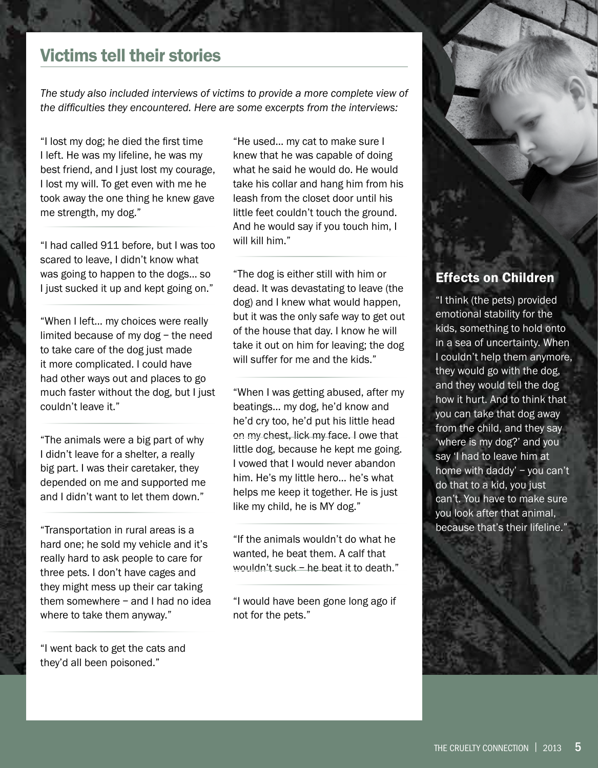## Victims tell their stories

*The study also included interviews of victims to provide a more complete view of the difficulties they encountered. Here are some excerpts from the interviews:*

"I lost my dog; he died the first time I left. He was my lifeline, he was my best friend, and I just lost my courage, I lost my will. To get even with me he took away the one thing he knew gave me strength, my dog."

"I had called 911 before, but I was too scared to leave, I didn't know what was going to happen to the dogs… so I just sucked it up and kept going on."

"When I left… my choices were really limited because of my dog – the need to take care of the dog just made it more complicated. I could have had other ways out and places to go much faster without the dog, but I just couldn't leave it."

"The animals were a big part of why I didn't leave for a shelter, a really big part. I was their caretaker, they depended on me and supported me and I didn't want to let them down."

"Transportation in rural areas is a hard one; he sold my vehicle and it's really hard to ask people to care for three pets. I don't have cages and they might mess up their car taking them somewhere – and I had no idea where to take them anyway."

"I went back to get the cats and they'd all been poisoned."

"He used… my cat to make sure I knew that he was capable of doing what he said he would do. He would take his collar and hang him from his leash from the closet door until his little feet couldn't touch the ground. And he would say if you touch him, I will kill him."

"The dog is either still with him or dead. It was devastating to leave (the dog) and I knew what would happen, but it was the only safe way to get out of the house that day. I know he will take it out on him for leaving; the dog will suffer for me and the kids."

"When I was getting abused, after my beatings… my dog, he'd know and he'd cry too, he'd put his little head on my chest, lick my face. I owe that little dog, because he kept me going. I vowed that I would never abandon him. He's my little hero… he's what helps me keep it together. He is just like my child, he is MY dog."

"If the animals wouldn't do what he wanted, he beat them. A calf that wouldn't suck – he beat it to death."

"I would have been gone long ago if not for the pets."

### Effects on Children

"I think (the pets) provided emotional stability for the kids, something to hold onto in a sea of uncertainty. When I couldn't help them anymore, they would go with the dog, and they would tell the dog how it hurt. And to think that you can take that dog away from the child, and they say 'where is my dog?' and you say 'I had to leave him at home with daddy' – you can't do that to a kid, you just can't. You have to make sure you look after that animal, because that's their lifeline."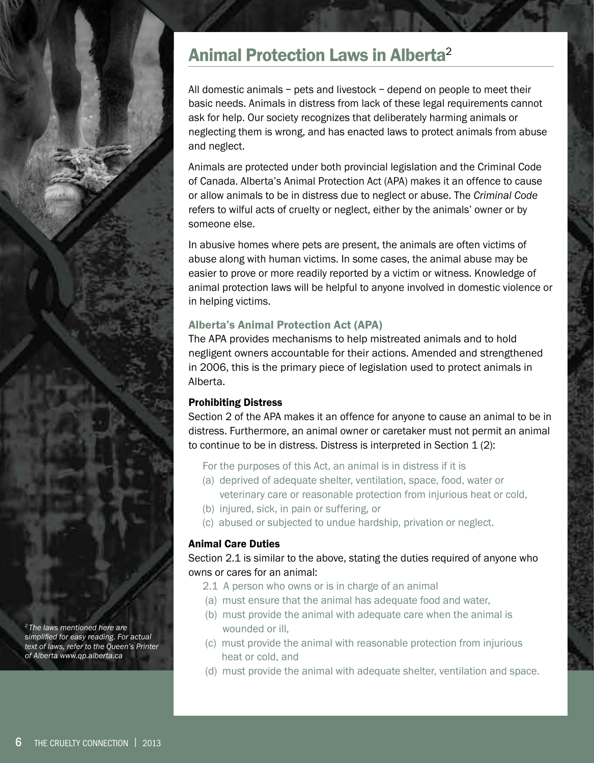# Animal Protection Laws in Alberta[2]

All domestic animals – pets and livestock – depend on people to meet their basic needs. Animals in distress from lack of these legal requirements cannot ask for help. Our society recognizes that deliberately harming animals or neglecting them is wrong, and has enacted laws to protect animals from abuse and neglect.

Animals are protected under both provincial legislation and the Criminal Code of Canada. Alberta's Animal Protection Act (APA) makes it an offence to cause or allow animals to be in distress due to neglect or abuse. The *Criminal Code* refers to wilful acts of cruelty or neglect, either by the animals' owner or by someone else.

In abusive homes where pets are present, the animals are often victims of abuse along with human victims. In some cases, the animal abuse may be easier to prove or more readily reported by a victim or witness. Knowledge of animal protection laws will be helpful to anyone involved in domestic violence or in helping victims.

## Alberta's Animal Protection Act (APA)

The APA provides mechanisms to help mistreated animals and to hold negligent owners accountable for their actions. Amended and strengthened in 2006, this is the primary piece of legislation used to protect animals in Alberta.

### Prohibiting Distress

Section 2 of the APA makes it an offence for anyone to cause an animal to be in distress. Furthermore, an animal owner or caretaker must not permit an animal to continue to be in distress. Distress is interpreted in Section 1 (2):

> For the purposes of this Act, an animal is in distress if it is
> (a) deprived of adequate shelter, ventilation, space, food, water or veterinary care or reasonable protection from injurious heat or cold,
> (b) injured, sick, in pain or suffering, or
> (c) abused or subjected to undue hardship, privation or neglect.

### Animal Care Duties

Section 2.1 is similar to the above, stating the duties required of anyone who owns or cares for an animal:

> 2.1 A person who owns or is in charge of an animal
> (a) must ensure that the animal has adequate food and water,
> (b) must provide the animal with adequate care when the animal is wounded or ill,
> (c) must provide the animal with reasonable protection from injurious heat or cold, and
> (d) must provide the animal with adequate shelter, ventilation and space.

*[2] The laws mentioned here are simplified for easy reading. For actual text of laws, refer to the Queen's Printer of Alberta www.qp.alberta.ca*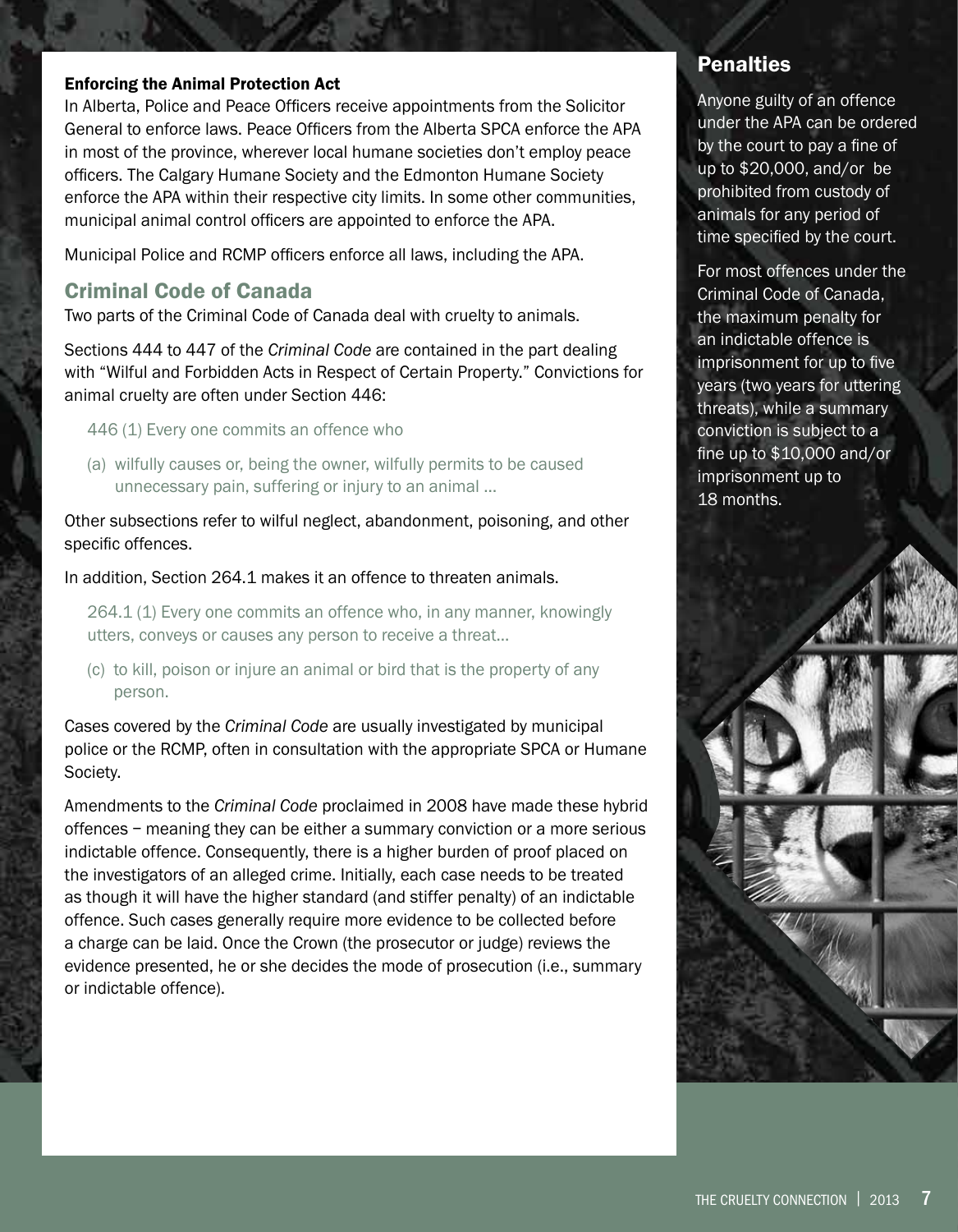#### Enforcing the Animal Protection Act

In Alberta, Police and Peace Officers receive appointments from the Solicitor General to enforce laws. Peace Officers from the Alberta SPCA enforce the APA in most of the province, wherever local humane societies don't employ peace officers. The Calgary Humane Society and the Edmonton Humane Society enforce the APA within their respective city limits. In some other communities, municipal animal control officers are appointed to enforce the APA.

Municipal Police and RCMP officers enforce all laws, including the APA.

## Criminal Code of Canada

Two parts of the Criminal Code of Canada deal with cruelty to animals.

Sections 444 to 447 of the *Criminal Code* are contained in the part dealing with "Wilful and Forbidden Acts in Respect of Certain Property." Convictions for animal cruelty are often under Section 446:

> 446 (1) Every one commits an offence who
>
> (a) wilfully causes or, being the owner, wilfully permits to be caused unnecessary pain, suffering or injury to an animal ...

Other subsections refer to wilful neglect, abandonment, poisoning, and other specific offences.

In addition, Section 264.1 makes it an offence to threaten animals.

> 264.1 (1) Every one commits an offence who, in any manner, knowingly utters, conveys or causes any person to receive a threat...
>
> (c) to kill, poison or injure an animal or bird that is the property of any person.

Cases covered by the *Criminal Code* are usually investigated by municipal police or the RCMP, often in consultation with the appropriate SPCA or Humane Society.

Amendments to the *Criminal Code* proclaimed in 2008 have made these hybrid offences – meaning they can be either a summary conviction or a more serious indictable offence. Consequently, there is a higher burden of proof placed on the investigators of an alleged crime. Initially, each case needs to be treated as though it will have the higher standard (and stiffer penalty) of an indictable offence. Such cases generally require more evidence to be collected before a charge can be laid. Once the Crown (the prosecutor or judge) reviews the evidence presented, he or she decides the mode of prosecution (i.e., summary or indictable offence).

## Penalties

Anyone guilty of an offence under the APA can be ordered by the court to pay a fine of up to $20,000, and/or be prohibited from custody of animals for any period of time specified by the court.

For most offences under the Criminal Code of Canada, the maximum penalty for an indictable offence is imprisonment for up to five years (two years for uttering threats), while a summary conviction is subject to a fine up to $10,000 and/or imprisonment up to 18 months.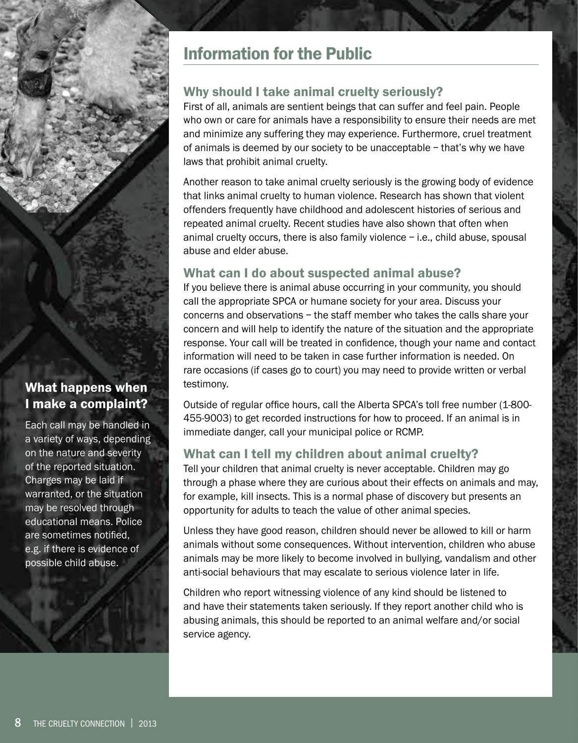## Information for the Public

### Why should I take animal cruelty seriously?

First of all, animals are sentient beings that can suffer and feel pain. People who own or care for animals have a responsibility to ensure their needs are met and minimize any suffering they may experience. Furthermore, cruel treatment of animals is deemed by our society to be unacceptable – that's why we have laws that prohibit animal cruelty.

Another reason to take animal cruelty seriously is the growing body of evidence that links animal cruelty to human violence. Research has shown that violent offenders frequently have childhood and adolescent histories of serious and repeated animal cruelty. Recent studies have also shown that often when animal cruelty occurs, there is also family violence – i.e., child abuse, spousal abuse and elder abuse.

### What can I do about suspected animal abuse?

If you believe there is animal abuse occurring in your community, you should call the appropriate SPCA or humane society for your area. Discuss your concerns and observations – the staff member who takes the calls share your concern and will help to identify the nature of the situation and the appropriate response. Your call will be treated in confidence, though your name and contact information will need to be taken in case further information is needed. On rare occasions (if cases go to court) you may need to provide written or verbal testimony.

Outside of regular office hours, call the Alberta SPCA's toll free number (1-800-455-9003) to get recorded instructions for how to proceed. If an animal is in immediate danger, call your municipal police or RCMP.

### What can I tell my children about animal cruelty?

Tell your children that animal cruelty is never acceptable. Children may go through a phase where they are curious about their effects on animals and may, for example, kill insects. This is a normal phase of discovery but presents an opportunity for adults to teach the value of other animal species.

Unless they have good reason, children should never be allowed to kill or harm animals without some consequences. Without intervention, children who abuse animals may be more likely to become involved in bullying, vandalism and other anti-social behaviours that may escalate to serious violence later in life.

Children who report witnessing violence of any kind should be listened to and have their statements taken seriously. If they report another child who is abusing animals, this should be reported to an animal welfare and/or social service agency.

### What happens when I make a complaint?

Each call may be handled in a variety of ways, depending on the nature and severity of the reported situation. Charges may be laid if warranted, or the situation may be resolved through educational means. Police are sometimes notified, e.g. if there is evidence of possible child abuse.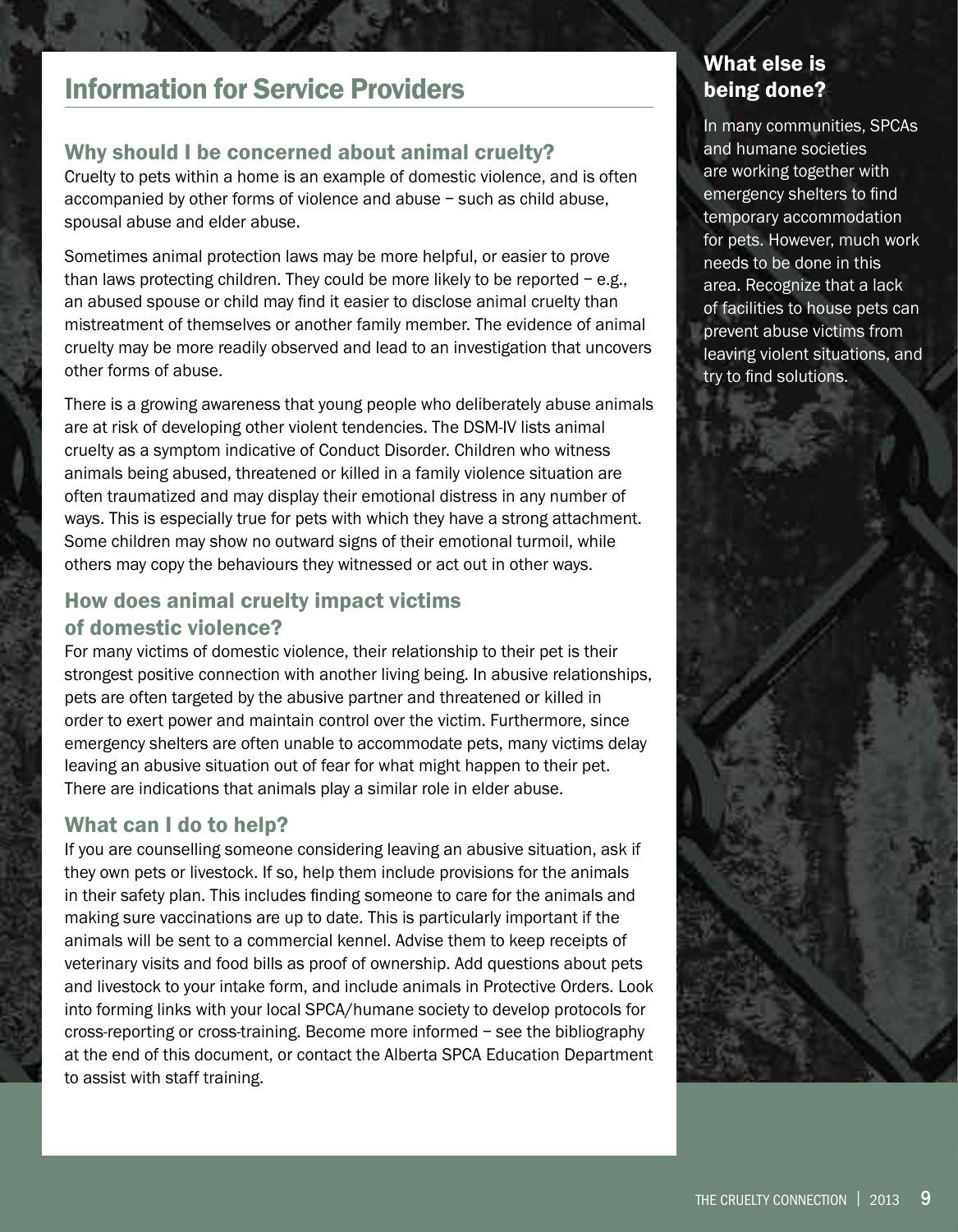## Information for Service Providers

### Why should I be concerned about animal cruelty?

Cruelty to pets within a home is an example of domestic violence, and is often accompanied by other forms of violence and abuse – such as child abuse, spousal abuse and elder abuse.

Sometimes animal protection laws may be more helpful, or easier to prove than laws protecting children. They could be more likely to be reported – e.g., an abused spouse or child may find it easier to disclose animal cruelty than mistreatment of themselves or another family member. The evidence of animal cruelty may be more readily observed and lead to an investigation that uncovers other forms of abuse.

There is a growing awareness that young people who deliberately abuse animals are at risk of developing other violent tendencies. The DSM-IV lists animal cruelty as a symptom indicative of Conduct Disorder. Children who witness animals being abused, threatened or killed in a family violence situation are often traumatized and may display their emotional distress in any number of ways. This is especially true for pets with which they have a strong attachment. Some children may show no outward signs of their emotional turmoil, while others may copy the behaviours they witnessed or act out in other ways.

### How does animal cruelty impact victims of domestic violence?

For many victims of domestic violence, their relationship to their pet is their strongest positive connection with another living being. In abusive relationships, pets are often targeted by the abusive partner and threatened or killed in order to exert power and maintain control over the victim. Furthermore, since emergency shelters are often unable to accommodate pets, many victims delay leaving an abusive situation out of fear for what might happen to their pet. There are indications that animals play a similar role in elder abuse.

### What can I do to help?

If you are counselling someone considering leaving an abusive situation, ask if they own pets or livestock. If so, help them include provisions for the animals in their safety plan. This includes finding someone to care for the animals and making sure vaccinations are up to date. This is particularly important if the animals will be sent to a commercial kennel. Advise them to keep receipts of veterinary visits and food bills as proof of ownership. Add questions about pets and livestock to your intake form, and include animals in Protective Orders. Look into forming links with your local SPCA/humane society to develop protocols for cross-reporting or cross-training. Become more informed – see the bibliography at the end of this document, or contact the Alberta SPCA Education Department to assist with staff training.

### What else is being done?

In many communities, SPCAs and humane societies are working together with emergency shelters to find temporary accommodation for pets. However, much work needs to be done in this area. Recognize that a lack of facilities to house pets can prevent abuse victims from leaving violent situations, and try to find solutions.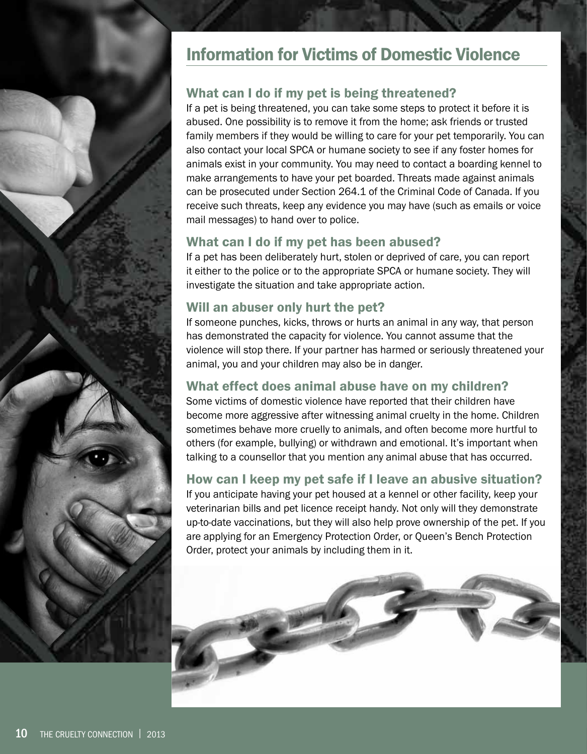# Information for Victims of Domestic Violence

## What can I do if my pet is being threatened?

If a pet is being threatened, you can take some steps to protect it before it is abused. One possibility is to remove it from the home; ask friends or trusted family members if they would be willing to care for your pet temporarily. You can also contact your local SPCA or humane society to see if any foster homes for animals exist in your community. You may need to contact a boarding kennel to make arrangements to have your pet boarded. Threats made against animals can be prosecuted under Section 264.1 of the Criminal Code of Canada. If you receive such threats, keep any evidence you may have (such as emails or voice mail messages) to hand over to police.

## What can I do if my pet has been abused?

If a pet has been deliberately hurt, stolen or deprived of care, you can report it either to the police or to the appropriate SPCA or humane society. They will investigate the situation and take appropriate action.

## Will an abuser only hurt the pet?

If someone punches, kicks, throws or hurts an animal in any way, that person has demonstrated the capacity for violence. You cannot assume that the violence will stop there. If your partner has harmed or seriously threatened your animal, you and your children may also be in danger.

## What effect does animal abuse have on my children?

Some victims of domestic violence have reported that their children have become more aggressive after witnessing animal cruelty in the home. Children sometimes behave more cruelly to animals, and often become more hurtful to others (for example, bullying) or withdrawn and emotional. It's important when talking to a counsellor that you mention any animal abuse that has occurred.

## How can I keep my pet safe if I leave an abusive situation?

If you anticipate having your pet housed at a kennel or other facility, keep your veterinarian bills and pet licence receipt handy. Not only will they demonstrate up-to-date vaccinations, but they will also help prove ownership of the pet. If you are applying for an Emergency Protection Order, or Queen's Bench Protection Order, protect your animals by including them in it.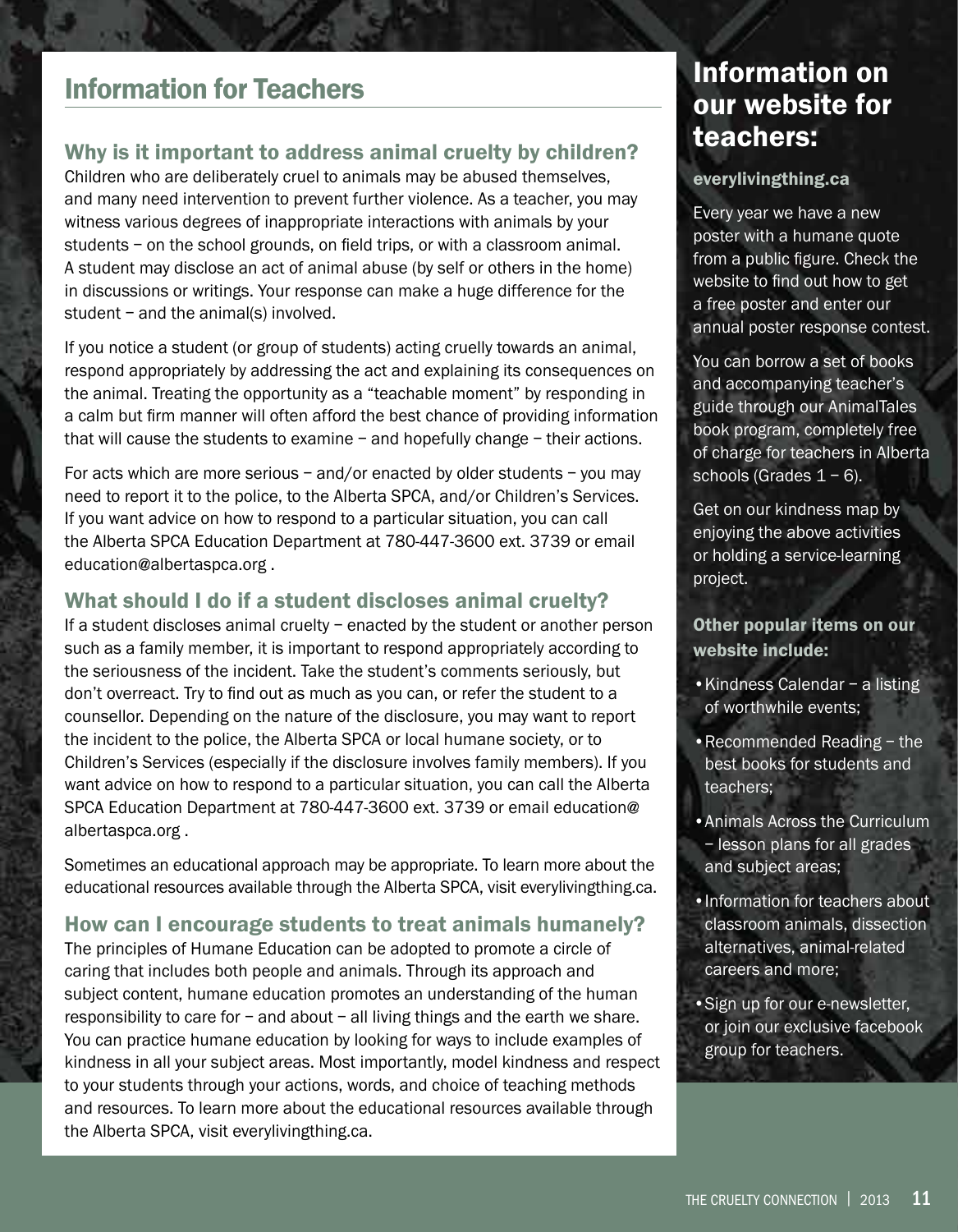## Information for Teachers

### Why is it important to address animal cruelty by children?

Children who are deliberately cruel to animals may be abused themselves, and many need intervention to prevent further violence. As a teacher, you may witness various degrees of inappropriate interactions with animals by your students – on the school grounds, on field trips, or with a classroom animal. A student may disclose an act of animal abuse (by self or others in the home) in discussions or writings. Your response can make a huge difference for the student – and the animal(s) involved.

If you notice a student (or group of students) acting cruelly towards an animal, respond appropriately by addressing the act and explaining its consequences on the animal. Treating the opportunity as a "teachable moment" by responding in a calm but firm manner will often afford the best chance of providing information that will cause the students to examine – and hopefully change – their actions.

For acts which are more serious – and/or enacted by older students – you may need to report it to the police, to the Alberta SPCA, and/or Children's Services. If you want advice on how to respond to a particular situation, you can call the Alberta SPCA Education Department at 780-447-3600 ext. 3739 or email education@albertaspca.org .

### What should I do if a student discloses animal cruelty?

If a student discloses animal cruelty – enacted by the student or another person such as a family member, it is important to respond appropriately according to the seriousness of the incident. Take the student's comments seriously, but don't overreact. Try to find out as much as you can, or refer the student to a counsellor. Depending on the nature of the disclosure, you may want to report the incident to the police, the Alberta SPCA or local humane society, or to Children's Services (especially if the disclosure involves family members). If you want advice on how to respond to a particular situation, you can call the Alberta SPCA Education Department at 780-447-3600 ext. 3739 or email education@albertaspca.org .

Sometimes an educational approach may be appropriate. To learn more about the educational resources available through the Alberta SPCA, visit everylivingthing.ca.

### How can I encourage students to treat animals humanely?

The principles of Humane Education can be adopted to promote a circle of caring that includes both people and animals. Through its approach and subject content, humane education promotes an understanding of the human responsibility to care for – and about – all living things and the earth we share. You can practice humane education by looking for ways to include examples of kindness in all your subject areas. Most importantly, model kindness and respect to your students through your actions, words, and choice of teaching methods and resources. To learn more about the educational resources available through the Alberta SPCA, visit everylivingthing.ca.

## Information on our website for teachers:

**everylivingthing.ca**

Every year we have a new poster with a humane quote from a public figure. Check the website to find out how to get a free poster and enter our annual poster response contest.

You can borrow a set of books and accompanying teacher's guide through our AnimalTales book program, completely free of charge for teachers in Alberta schools (Grades 1 – 6).

Get on our kindness map by enjoying the above activities or holding a service-learning project.

**Other popular items on our website include:**

- Kindness Calendar – a listing of worthwhile events;
- Recommended Reading – the best books for students and teachers;
- Animals Across the Curriculum – lesson plans for all grades and subject areas;
- Information for teachers about classroom animals, dissection alternatives, animal-related careers and more;
- Sign up for our e-newsletter, or join our exclusive facebook group for teachers.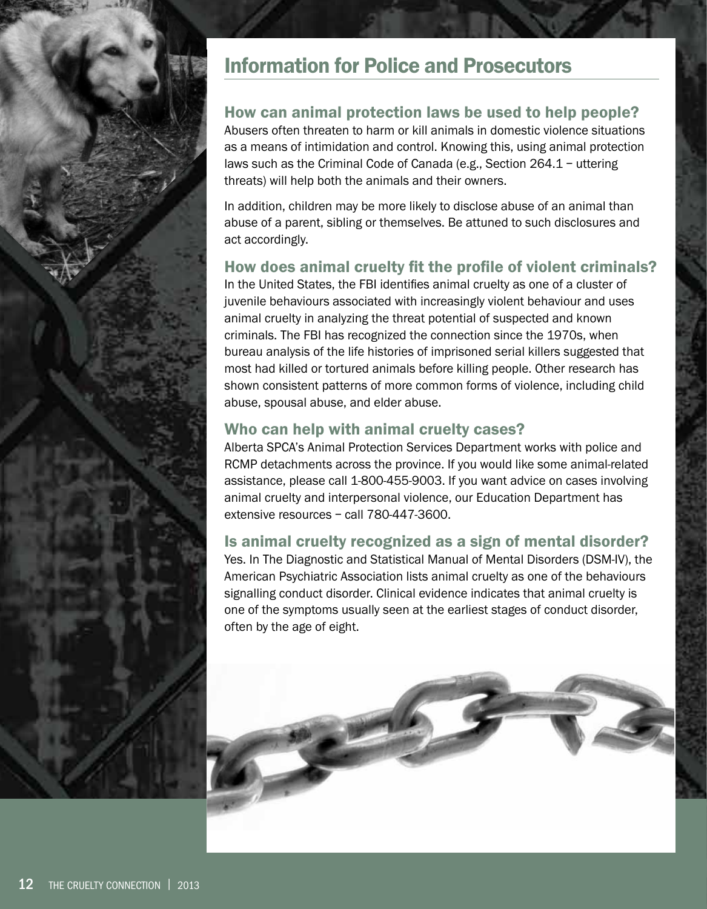# Information for Police and Prosecutors

## How can animal protection laws be used to help people?

Abusers often threaten to harm or kill animals in domestic violence situations as a means of intimidation and control. Knowing this, using animal protection laws such as the Criminal Code of Canada (e.g., Section 264.1 – uttering threats) will help both the animals and their owners.

In addition, children may be more likely to disclose abuse of an animal than abuse of a parent, sibling or themselves. Be attuned to such disclosures and act accordingly.

## How does animal cruelty fit the profile of violent criminals?

In the United States, the FBI identifies animal cruelty as one of a cluster of juvenile behaviours associated with increasingly violent behaviour and uses animal cruelty in analyzing the threat potential of suspected and known criminals. The FBI has recognized the connection since the 1970s, when bureau analysis of the life histories of imprisoned serial killers suggested that most had killed or tortured animals before killing people. Other research has shown consistent patterns of more common forms of violence, including child abuse, spousal abuse, and elder abuse.

## Who can help with animal cruelty cases?

Alberta SPCA's Animal Protection Services Department works with police and RCMP detachments across the province. If you would like some animal-related assistance, please call 1-800-455-9003. If you want advice on cases involving animal cruelty and interpersonal violence, our Education Department has extensive resources – call 780-447-3600.

## Is animal cruelty recognized as a sign of mental disorder?

Yes. In The Diagnostic and Statistical Manual of Mental Disorders (DSM-IV), the American Psychiatric Association lists animal cruelty as one of the behaviours signalling conduct disorder. Clinical evidence indicates that animal cruelty is one of the symptoms usually seen at the earliest stages of conduct disorder, often by the age of eight.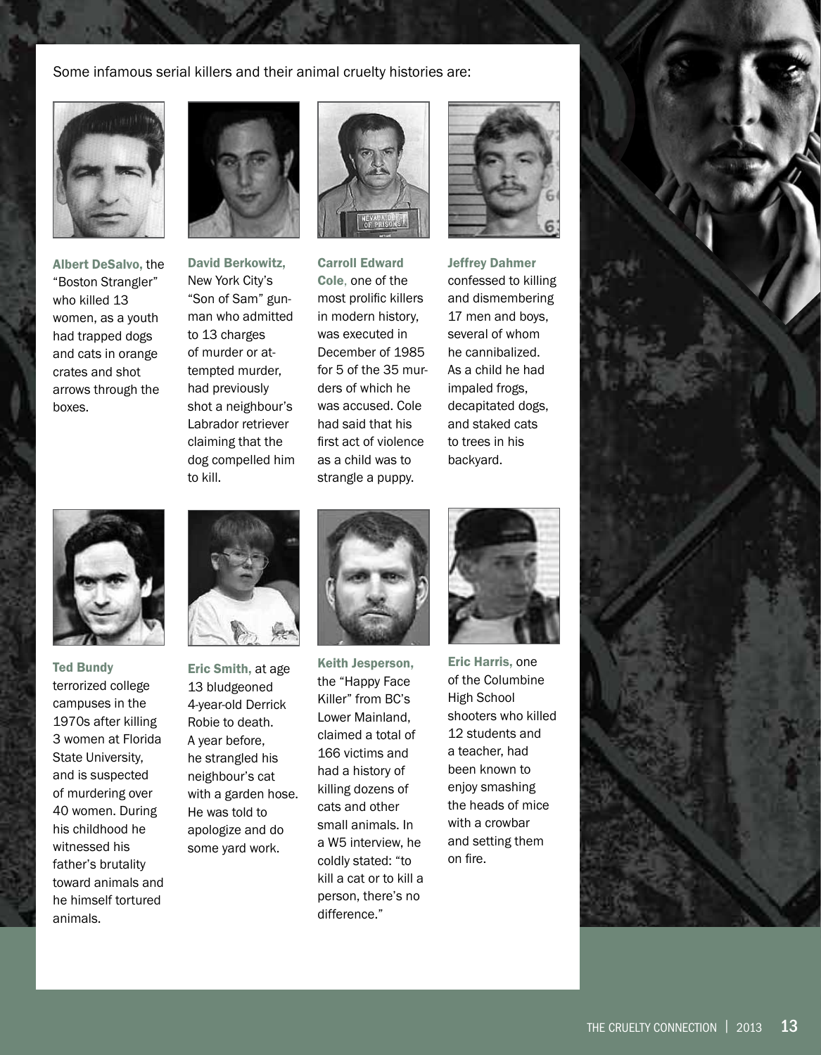Some infamous serial killers and their animal cruelty histories are:

**Albert DeSalvo,** the "Boston Strangler" who killed 13 women, as a youth had trapped dogs and cats in orange crates and shot arrows through the boxes.

**David Berkowitz,** New York City's "Son of Sam" gunman who admitted to 13 charges of murder or attempted murder, had previously shot a neighbour's Labrador retriever claiming that the dog compelled him to kill.

**Carroll Edward Cole,** one of the most prolific killers in modern history, was executed in December of 1985 for 5 of the 35 murders of which he was accused. Cole had said that his first act of violence as a child was to strangle a puppy.

**Jeffrey Dahmer** confessed to killing and dismembering 17 men and boys, several of whom he cannibalized. As a child he had impaled frogs, decapitated dogs, and staked cats to trees in his backyard.

**Ted Bundy** terrorized college campuses in the 1970s after killing 3 women at Florida State University, and is suspected of murdering over 40 women. During his childhood he witnessed his father's brutality toward animals and he himself tortured animals.

**Eric Smith,** at age 13 bludgeoned 4-year-old Derrick Robie to death. A year before, he strangled his neighbour's cat with a garden hose. He was told to apologize and do some yard work.

**Keith Jesperson,** the "Happy Face Killer" from BC's Lower Mainland, claimed a total of 166 victims and had a history of killing dozens of cats and other small animals. In a W5 interview, he coldly stated: "to kill a cat or to kill a person, there's no difference."

**Eric Harris,** one of the Columbine High School shooters who killed 12 students and a teacher, had been known to enjoy smashing the heads of mice with a crowbar and setting them on fire.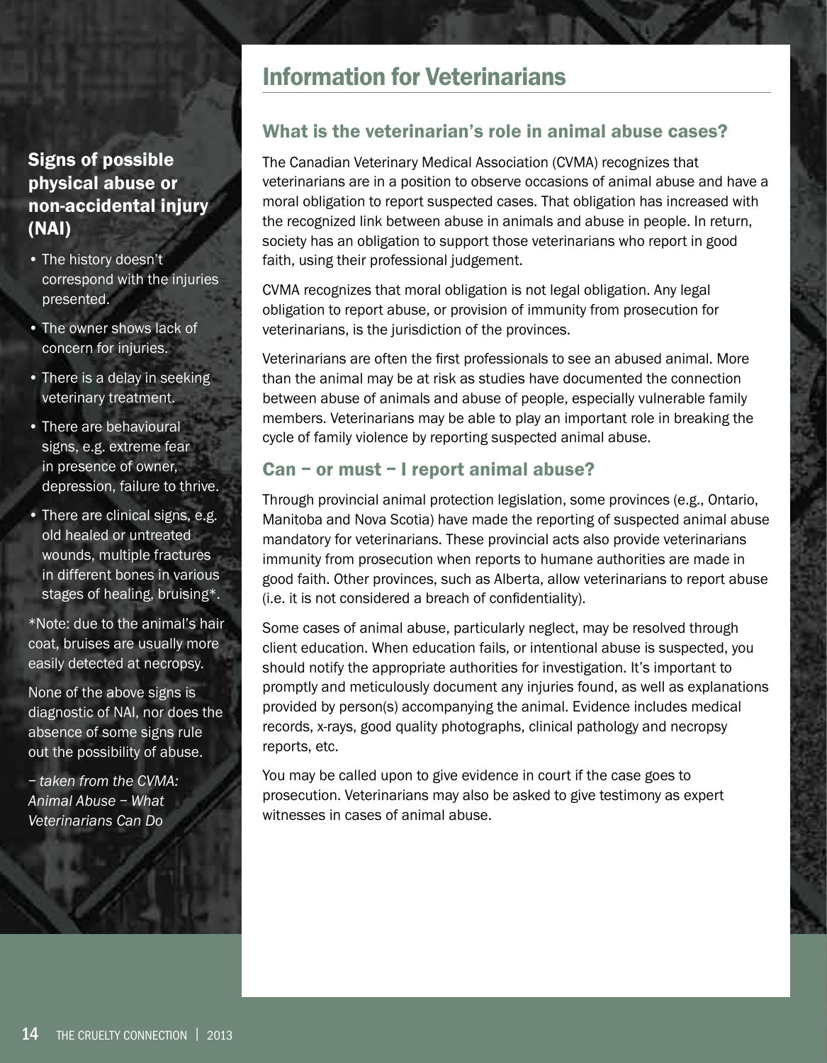# Information for Veterinarians

## What is the veterinarian's role in animal abuse cases?

The Canadian Veterinary Medical Association (CVMA) recognizes that veterinarians are in a position to observe occasions of animal abuse and have a moral obligation to report suspected cases. That obligation has increased with the recognized link between abuse in animals and abuse in people. In return, society has an obligation to support those veterinarians who report in good faith, using their professional judgement.

CVMA recognizes that moral obligation is not legal obligation. Any legal obligation to report abuse, or provision of immunity from prosecution for veterinarians, is the jurisdiction of the provinces.

Veterinarians are often the first professionals to see an abused animal. More than the animal may be at risk as studies have documented the connection between abuse of animals and abuse of people, especially vulnerable family members. Veterinarians may be able to play an important role in breaking the cycle of family violence by reporting suspected animal abuse.

## Can – or must – I report animal abuse?

Through provincial animal protection legislation, some provinces (e.g., Ontario, Manitoba and Nova Scotia) have made the reporting of suspected animal abuse mandatory for veterinarians. These provincial acts also provide veterinarians immunity from prosecution when reports to humane authorities are made in good faith. Other provinces, such as Alberta, allow veterinarians to report abuse (i.e. it is not considered a breach of confidentiality).

Some cases of animal abuse, particularly neglect, may be resolved through client education. When education fails, or intentional abuse is suspected, you should notify the appropriate authorities for investigation. It's important to promptly and meticulously document any injuries found, as well as explanations provided by person(s) accompanying the animal. Evidence includes medical records, x-rays, good quality photographs, clinical pathology and necropsy reports, etc.

You may be called upon to give evidence in court if the case goes to prosecution. Veterinarians may also be asked to give testimony as expert witnesses in cases of animal abuse.

### Signs of possible physical abuse or non-accidental injury (NAI)

- The history doesn't correspond with the injuries presented.
- The owner shows lack of concern for injuries.
- There is a delay in seeking veterinary treatment.
- There are behavioural signs, e.g. extreme fear in presence of owner, depression, failure to thrive.
- There are clinical signs, e.g. old healed or untreated wounds, multiple fractures in different bones in various stages of healing, bruising*.

*Note: due to the animal's hair coat, bruises are usually more easily detected at necropsy.

None of the above signs is diagnostic of NAI, nor does the absence of some signs rule out the possibility of abuse.

*– taken from the CVMA: Animal Abuse – What Veterinarians Can Do*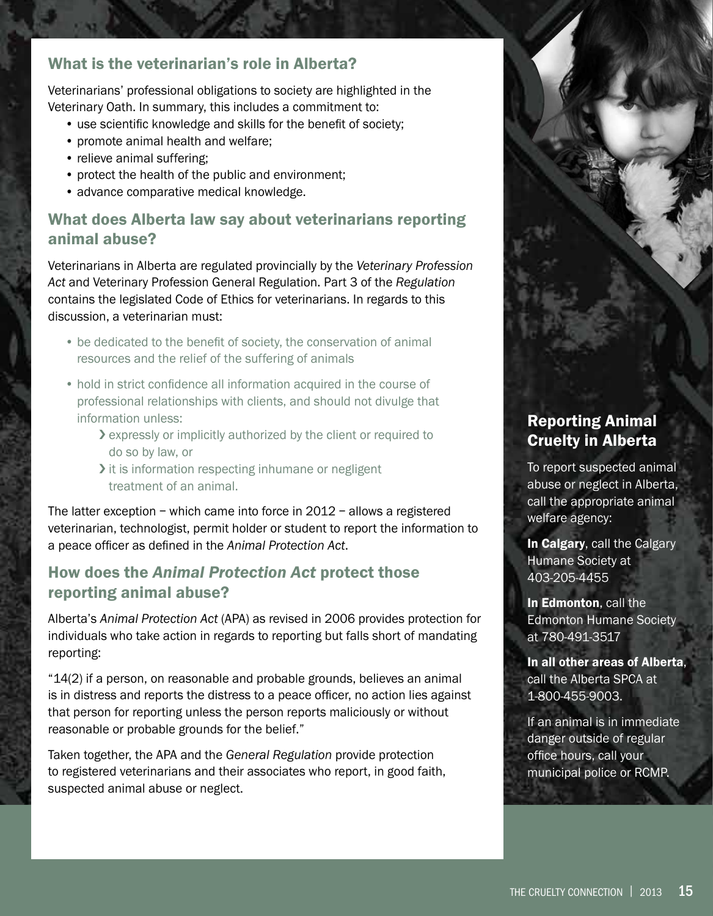## What is the veterinarian's role in Alberta?

Veterinarians' professional obligations to society are highlighted in the Veterinary Oath. In summary, this includes a commitment to:

- use scientific knowledge and skills for the benefit of society;
- promote animal health and welfare;
- relieve animal suffering;
- protect the health of the public and environment;
- advance comparative medical knowledge.

## What does Alberta law say about veterinarians reporting animal abuse?

Veterinarians in Alberta are regulated provincially by the *Veterinary Profession Act* and Veterinary Profession General Regulation. Part 3 of the *Regulation* contains the legislated Code of Ethics for veterinarians. In regards to this discussion, a veterinarian must:

- be dedicated to the benefit of society, the conservation of animal resources and the relief of the suffering of animals
- hold in strict confidence all information acquired in the course of professional relationships with clients, and should not divulge that information unless:
  - expressly or implicitly authorized by the client or required to do so by law, or
  - it is information respecting inhumane or negligent treatment of an animal.

The latter exception – which came into force in 2012 – allows a registered veterinarian, technologist, permit holder or student to report the information to a peace officer as defined in the *Animal Protection Act*.

## How does the *Animal Protection Act* protect those reporting animal abuse?

Alberta's *Animal Protection Act* (APA) as revised in 2006 provides protection for individuals who take action in regards to reporting but falls short of mandating reporting:

"14(2) if a person, on reasonable and probable grounds, believes an animal is in distress and reports the distress to a peace officer, no action lies against that person for reporting unless the person reports maliciously or without reasonable or probable grounds for the belief."

Taken together, the APA and the *General Regulation* provide protection to registered veterinarians and their associates who report, in good faith, suspected animal abuse or neglect.

## Reporting Animal Cruelty in Alberta

To report suspected animal abuse or neglect in Alberta, call the appropriate animal welfare agency:

**In Calgary**, call the Calgary Humane Society at 403-205-4455

**In Edmonton**, call the Edmonton Humane Society at 780-491-3517

**In all other areas of Alberta**, call the Alberta SPCA at 1-800-455-9003.

If an animal is in immediate danger outside of regular office hours, call your municipal police or RCMP.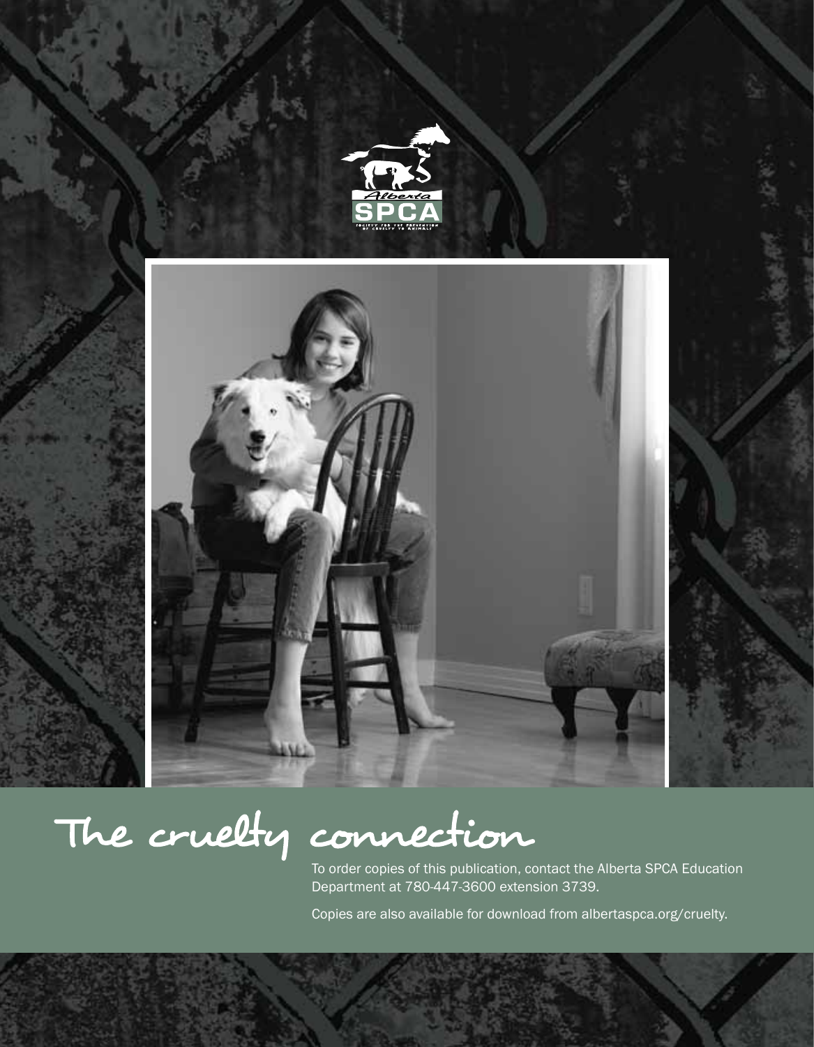# The cruelty connection

To order copies of this publication, contact the Alberta SPCA Education Department at 780-447-3600 extension 3739.

Copies are also available for download from albertaspca.org/cruelty.